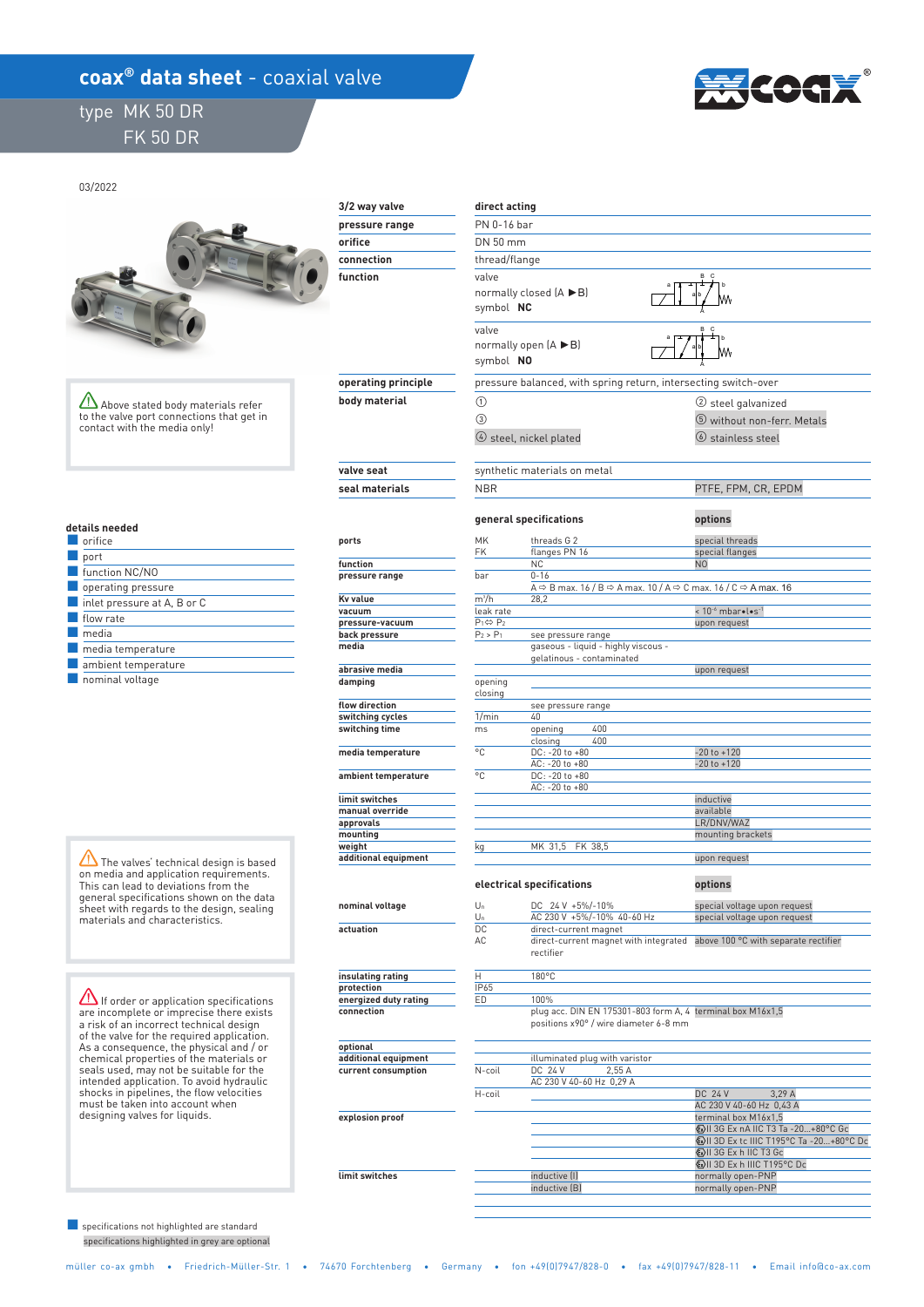# coax® data sheet - coaxial valve

type MK 50 DR
FK 50 DR

03/2022

⚠ Above stated body materials refer to the valve port connections that get in contact with the media only!

| | |
|---|---|
| **3/2 way valve** | **direct acting** |
| **pressure range** | PN 0-16 bar |
| **orifice** | DN 50 mm |
| **connection** | thread/flange |
| **function** | valve normally closed (A ►B) symbol **NC** |
| | valve normally open (A ►B) symbol **NO** |
| **operating principle** | pressure balanced, with spring return, intersecting switch-over |
| **body material** | ① ; ② steel galvanized ; ③ ; ⑤ without non-ferr. Metals ; ④ steel, nickel plated ; ⑥ stainless steel |
| **valve seat** | synthetic materials on metal |
| **seal materials** | NBR ; PTFE, FPM, CR, EPDM |

### details needed

- orifice
- port
- function NC/NO
- operating pressure
- inlet pressure at A, B or C
- flow rate
- media
- media temperature
- ambient temperature
- nominal voltage

## general specifications

| | | | options |
|---|---|---|---|
| **ports** | MK | threads G 2 | special threads |
| | FK | flanges PN 16 | special flanges |
| **function** | | NC | NO |
| **pressure range** | bar | 0-16 | |
| | | A ⇨ B max. 16 / B ⇨ A max. 10 / A ⇨ C max. 16 / C ⇨ A max. 16 | |
| **Kv value** | $m^3/h$ | 28,2 | |
| **vacuum** | leak rate | | < $10^{-6}$ mbar•l•s$^{-1}$ |
| **pressure-vacuum** | $P_1 ⇔ P_2$ | | upon request |
| **back pressure** | $P_2 > P_1$ | see pressure range | |
| **media** | | gaseous - liquid - highly viscous - gelatinous - contaminated | |
| **abrasive media** | | | upon request |
| **damping** | opening | | |
| | closing | | |
| **flow direction** | | see pressure range | |
| **switching cycles** | 1/min | 40 | |
| **switching time** | ms | opening 400 | |
| | | closing 400 | |
| **media temperature** | °C | DC: -20 to +80 | -20 to +120 |
| | | AC: -20 to +80 | -20 to +120 |
| **ambient temperature** | °C | DC: -20 to +80 | |
| | | AC: -20 to +80 | |
| **limit switches** | | | inductive |
| **manual override** | | | available |
| **approvals** | | | LR/DNV/WAZ |
| **mounting** | | | mounting brackets |
| **weight** | kg | MK 31,5 FK 38,5 | |
| **additional equipment** | | | upon request |

⚠ The valves' technical design is based on media and application requirements. This can lead to deviations from the general specifications shown on the data sheet with regards to the design, sealing materials and characteristics.

## electrical specifications

| | | | options |
|---|---|---|---|
| **nominal voltage** | $U_n$ | DC 24 V +5%/-10% | special voltage upon request |
| | $U_n$ | AC 230 V +5%/-10% 40-60 Hz | special voltage upon request |
| **actuation** | DC | direct-current magnet | |
| | AC | direct-current magnet with integrated rectifier | above 100 °C with separate rectifier |
| **insulating rating** | H | 180°C | |
| **protection** | IP65 | | |
| **energized duty rating** | ED | 100% | |
| **connection** | | plug acc. DIN EN 175301-803 form A, 4 positions x90° / wire diameter 6-8 mm | terminal box M16x1,5 |
| **optional additional equipment** | | illuminated plug with varistor | |
| **current consumption** | N-coil | DC 24 V 2,55 A | |
| | | AC 230 V 40-60 Hz 0,29 A | |
| | H-coil | | DC 24 V 3,29 A |
| | | | AC 230 V 40-60 Hz 0,43 A |
| **explosion proof** | | | terminal box M16x1,5 |
| | | | Ex II 3G Ex nA IIC T3 Ta -20...+80°C Gc |
| | | | Ex II 3D Ex tc IIIC T195°C Ta -20...+80°C Dc |
| | | | Ex II 3G Ex h IIC T3 Gc |
| | | | Ex II 3D Ex h IIIC T195°C Dc |
| **limit switches** | | inductive (I) | normally open-PNP |
| | | inductive (B) | normally open-PNP |

⚠ If order or application specifications are incomplete or imprecise there exists a risk of an incorrect technical design of the valve for the required application. As a consequence, the physical and / or chemical properties of the materials or seals used, may not be suitable for the intended application. To avoid hydraulic shocks in pipelines, the flow velocities must be taken into account when designing valves for liquids.

specifications not highlighted are standard
specifications highlighted in grey are optional

müller co-ax gmbh • Friedrich-Müller-Str. 1 • 74670 Forchtenberg • Germany • fon +49(0)7947/828-0 • fax +49(0)7947/828-11 • Email info@co-ax.com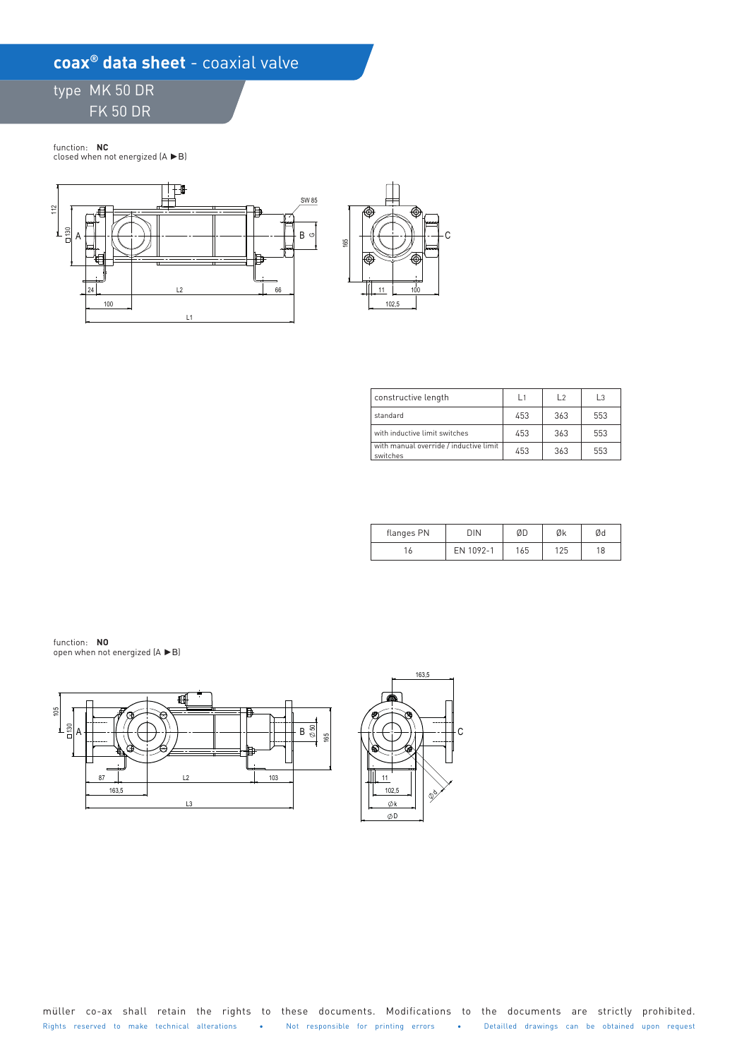# coax® data sheet - coaxial valve

## type MK 50 DR
## FK 50 DR

function: **NC**
closed when not energized (A ►B)

112
□130
A
SW 85
B
G
165
C
24
L2
66
100
L1
11
100
102,5

| constructive length | L1 | L2 | L3 |
|---|---|---|---|
| standard | 453 | 363 | 553 |
| with inductive limit switches | 453 | 363 | 553 |
| with manual override / inductive limit switches | 453 | 363 | 553 |

| flanges PN | DIN | ØD | Øk | Ød |
|---|---|---|---|---|
| 16 | EN 1092-1 | 165 | 125 | 18 |

function: **NO**
open when not energized (A ►B)

105
□130
A
B
Ø 50
165
87
L2
103
163,5
L3
163,5
C
11
102,5
Øk
ØD
Ød

müller co-ax shall retain the rights to these documents. Modifications to the documents are strictly prohibited.
Rights reserved to make technical alterations • Not responsible for printing errors • Detailled drawings can be obtained upon request